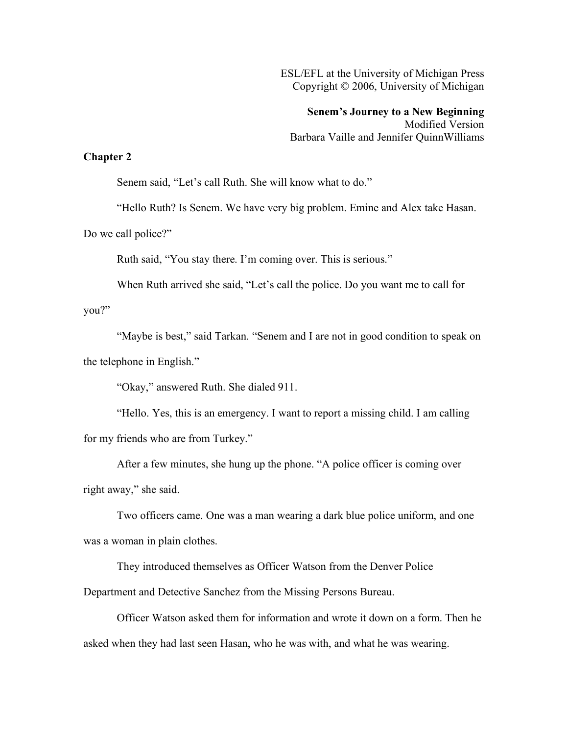ESL/EFL at the University of Michigan Press
Copyright © 2006, University of Michigan

**Senem's Journey to a New Beginning**
Modified Version
Barbara Vaille and Jennifer QuinnWilliams

## Chapter 2

Senem said, "Let's call Ruth. She will know what to do."

"Hello Ruth? Is Senem. We have very big problem. Emine and Alex take Hasan. Do we call police?"

Ruth said, "You stay there. I'm coming over. This is serious."

When Ruth arrived she said, "Let's call the police. Do you want me to call for you?"

"Maybe is best," said Tarkan. "Senem and I are not in good condition to speak on the telephone in English."

"Okay," answered Ruth. She dialed 911.

"Hello. Yes, this is an emergency. I want to report a missing child. I am calling for my friends who are from Turkey."

After a few minutes, she hung up the phone. "A police officer is coming over right away," she said.

Two officers came. One was a man wearing a dark blue police uniform, and one was a woman in plain clothes.

They introduced themselves as Officer Watson from the Denver Police Department and Detective Sanchez from the Missing Persons Bureau.

Officer Watson asked them for information and wrote it down on a form. Then he asked when they had last seen Hasan, who he was with, and what he was wearing.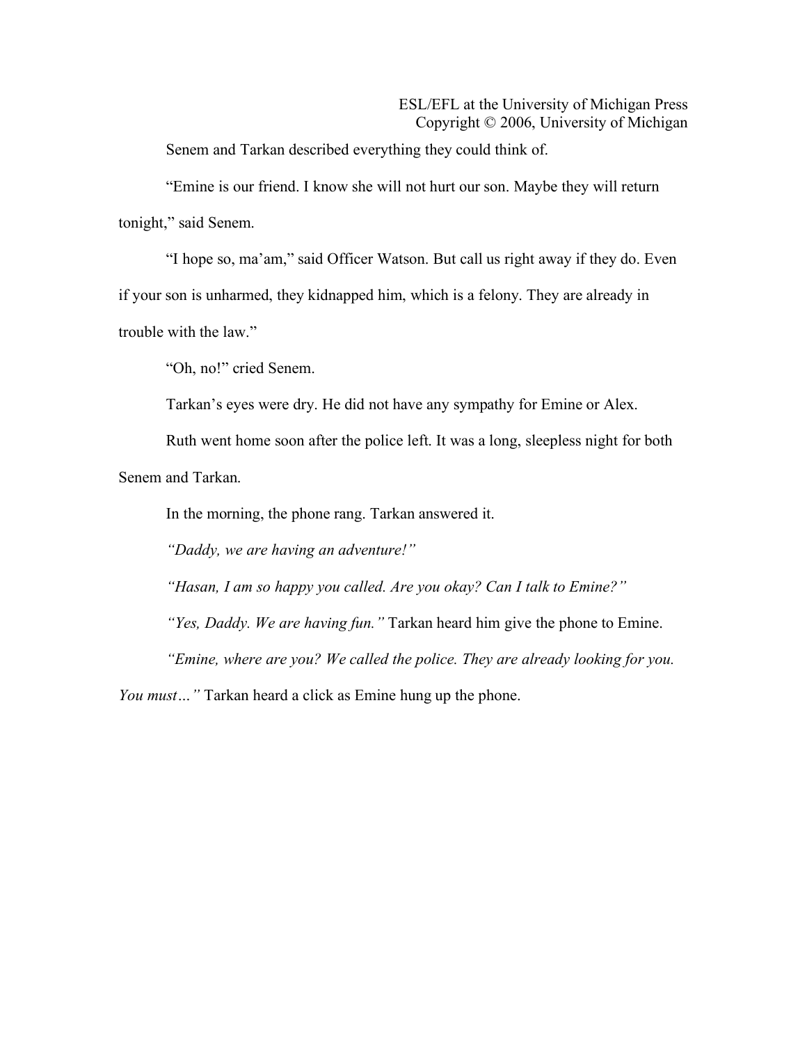Senem and Tarkan described everything they could think of.

"Emine is our friend. I know she will not hurt our son. Maybe they will return tonight," said Senem.

"I hope so, ma'am," said Officer Watson. But call us right away if they do. Even if your son is unharmed, they kidnapped him, which is a felony. They are already in trouble with the law."

"Oh, no!" cried Senem.

Tarkan's eyes were dry. He did not have any sympathy for Emine or Alex.

Ruth went home soon after the police left. It was a long, sleepless night for both Senem and Tarkan.

In the morning, the phone rang. Tarkan answered it.

*"Daddy, we are having an adventure!"*

*"Hasan, I am so happy you called. Are you okay? Can I talk to Emine?"*

*"Yes, Daddy. We are having fun."* Tarkan heard him give the phone to Emine.

*"Emine, where are you? We called the police. They are already looking for you. You must…"* Tarkan heard a click as Emine hung up the phone.